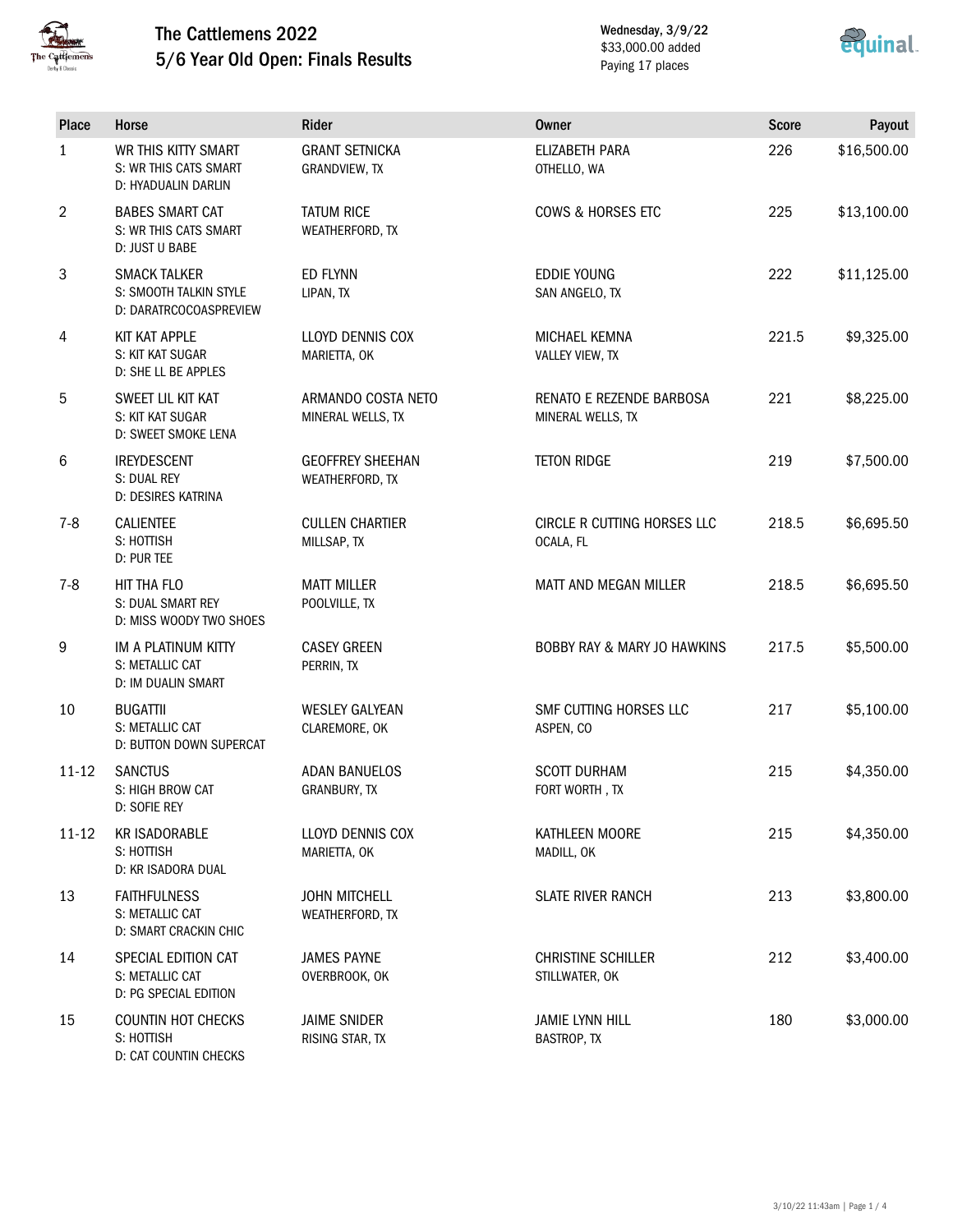# The Cattlemens 2022
## 5/6 Year Old Open: Finals Results

Wednesday, 3/9/22
$33,000.00 added
Paying 17 places

| Place | Horse | Rider | Owner | Score | Payout |
|---|---|---|---|---|---|
| 1 | WR THIS KITTY SMART<br>S: WR THIS CATS SMART<br>D: HYADUALIN DARLIN | GRANT SETNICKA<br>GRANDVIEW, TX | ELIZABETH PARA<br>OTHELLO, WA | 226 | $16,500.00 |
| 2 | BABES SMART CAT<br>S: WR THIS CATS SMART<br>D: JUST U BABE | TATUM RICE<br>WEATHERFORD, TX | COWS & HORSES ETC | 225 | $13,100.00 |
| 3 | SMACK TALKER<br>S: SMOOTH TALKIN STYLE<br>D: DARATRCOCOASPREVIEW | ED FLYNN<br>LIPAN, TX | EDDIE YOUNG<br>SAN ANGELO, TX | 222 | $11,125.00 |
| 4 | KIT KAT APPLE<br>S: KIT KAT SUGAR<br>D: SHE LL BE APPLES | LLOYD DENNIS COX<br>MARIETTA, OK | MICHAEL KEMNA<br>VALLEY VIEW, TX | 221.5 | $9,325.00 |
| 5 | SWEET LIL KIT KAT<br>S: KIT KAT SUGAR<br>D: SWEET SMOKE LENA | ARMANDO COSTA NETO<br>MINERAL WELLS, TX | RENATO E REZENDE BARBOSA<br>MINERAL WELLS, TX | 221 | $8,225.00 |
| 6 | IREYDESCENT<br>S: DUAL REY<br>D: DESIRES KATRINA | GEOFFREY SHEEHAN<br>WEATHERFORD, TX | TETON RIDGE | 219 | $7,500.00 |
| 7-8 | CALIENTEE<br>S: HOTTISH<br>D: PUR TEE | CULLEN CHARTIER<br>MILLSAP, TX | CIRCLE R CUTTING HORSES LLC<br>OCALA, FL | 218.5 | $6,695.50 |
| 7-8 | HIT THA FLO<br>S: DUAL SMART REY<br>D: MISS WOODY TWO SHOES | MATT MILLER<br>POOLVILLE, TX | MATT AND MEGAN MILLER | 218.5 | $6,695.50 |
| 9 | IM A PLATINUM KITTY<br>S: METALLIC CAT<br>D: IM DUALIN SMART | CASEY GREEN<br>PERRIN, TX | BOBBY RAY & MARY JO HAWKINS | 217.5 | $5,500.00 |
| 10 | BUGATTII<br>S: METALLIC CAT<br>D: BUTTON DOWN SUPERCAT | WESLEY GALYEAN<br>CLAREMORE, OK | SMF CUTTING HORSES LLC<br>ASPEN, CO | 217 | $5,100.00 |
| 11-12 | SANCTUS<br>S: HIGH BROW CAT<br>D: SOFIE REY | ADAN BANUELOS<br>GRANBURY, TX | SCOTT DURHAM<br>FORT WORTH , TX | 215 | $4,350.00 |
| 11-12 | KR ISADORABLE<br>S: HOTTISH<br>D: KR ISADORA DUAL | LLOYD DENNIS COX<br>MARIETTA, OK | KATHLEEN MOORE<br>MADILL, OK | 215 | $4,350.00 |
| 13 | FAITHFULNESS<br>S: METALLIC CAT<br>D: SMART CRACKIN CHIC | JOHN MITCHELL<br>WEATHERFORD, TX | SLATE RIVER RANCH | 213 | $3,800.00 |
| 14 | SPECIAL EDITION CAT<br>S: METALLIC CAT<br>D: PG SPECIAL EDITION | JAMES PAYNE<br>OVERBROOK, OK | CHRISTINE SCHILLER<br>STILLWATER, OK | 212 | $3,400.00 |
| 15 | COUNTIN HOT CHECKS<br>S: HOTTISH<br>D: CAT COUNTIN CHECKS | JAIME SNIDER<br>RISING STAR, TX | JAMIE LYNN HILL<br>BASTROP, TX | 180 | $3,000.00 |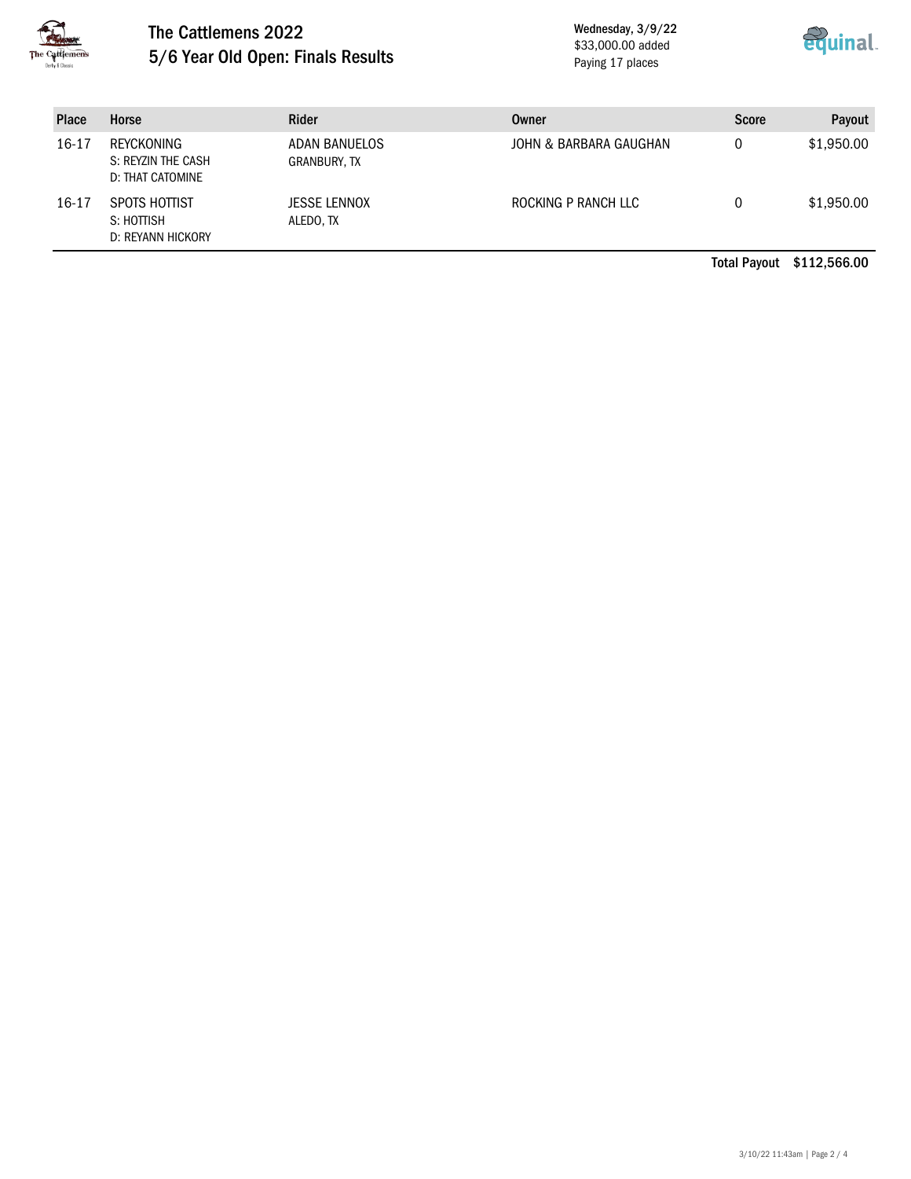# The Cattlemens 2022

## 5/6 Year Old Open: Finals Results

Wednesday, 3/9/22
$33,000.00 added
Paying 17 places

| Place | Horse | Rider | Owner | Score | Payout |
|---|---|---|---|---|---|
| 16-17 | REYCKONING<br>S: REYZIN THE CASH<br>D: THAT CATOMINE | ADAN BANUELOS<br>GRANBURY, TX | JOHN & BARBARA GAUGHAN | 0 | $1,950.00 |
| 16-17 | SPOTS HOTTIST<br>S: HOTTISH<br>D: REYANN HICKORY | JESSE LENNOX<br>ALEDO, TX | ROCKING P RANCH LLC | 0 | $1,950.00 |

**Total Payout $112,566.00**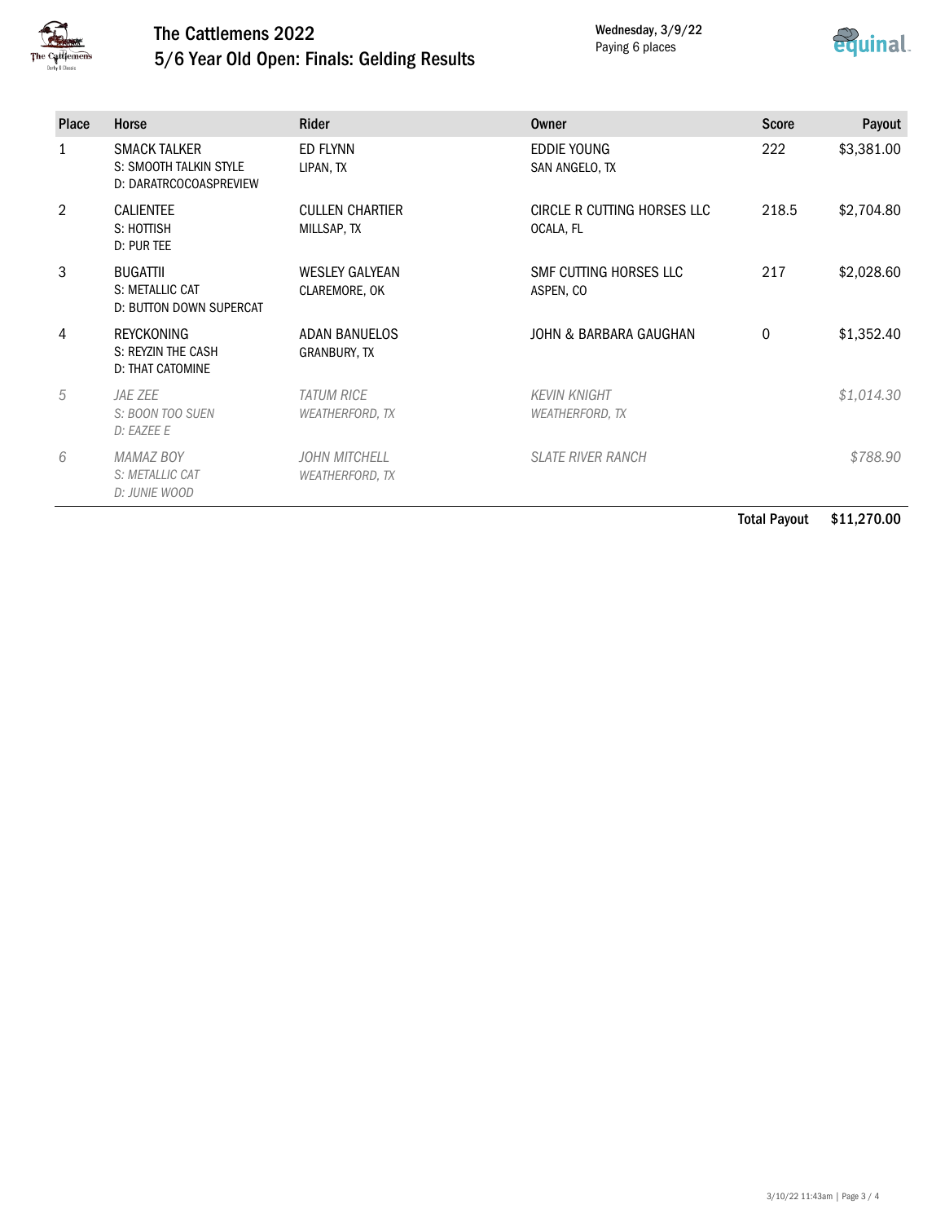# The Cattlemens 2022

## 5/6 Year Old Open: Finals: Gelding Results

Wednesday, 3/9/22
Paying 6 places

| Place | Horse | Rider | Owner | Score | Payout |
|---|---|---|---|---|---|
| 1 | SMACK TALKER<br>S: SMOOTH TALKIN STYLE<br>D: DARATRCOCOASPREVIEW | ED FLYNN<br>LIPAN, TX | EDDIE YOUNG<br>SAN ANGELO, TX | 222 | $3,381.00 |
| 2 | CALIENTEE<br>S: HOTTISH<br>D: PUR TEE | CULLEN CHARTIER<br>MILLSAP, TX | CIRCLE R CUTTING HORSES LLC<br>OCALA, FL | 218.5 | $2,704.80 |
| 3 | BUGATTII<br>S: METALLIC CAT<br>D: BUTTON DOWN SUPERCAT | WESLEY GALYEAN<br>CLAREMORE, OK | SMF CUTTING HORSES LLC<br>ASPEN, CO | 217 | $2,028.60 |
| 4 | REYCKONING<br>S: REYZIN THE CASH<br>D: THAT CATOMINE | ADAN BANUELOS<br>GRANBURY, TX | JOHN & BARBARA GAUGHAN | 0 | $1,352.40 |
| *5* | *JAE ZEE*<br>*S: BOON TOO SUEN*<br>*D: EAZEE E* | *TATUM RICE*<br>*WEATHERFORD, TX* | *KEVIN KNIGHT*<br>*WEATHERFORD, TX* | | *$1,014.30* |
| *6* | *MAMAZ BOY*<br>*S: METALLIC CAT*<br>*D: JUNIE WOOD* | *JOHN MITCHELL*<br>*WEATHERFORD, TX* | *SLATE RIVER RANCH* | | *$788.90* |
| | | | | **Total Payout** | **$11,270.00** |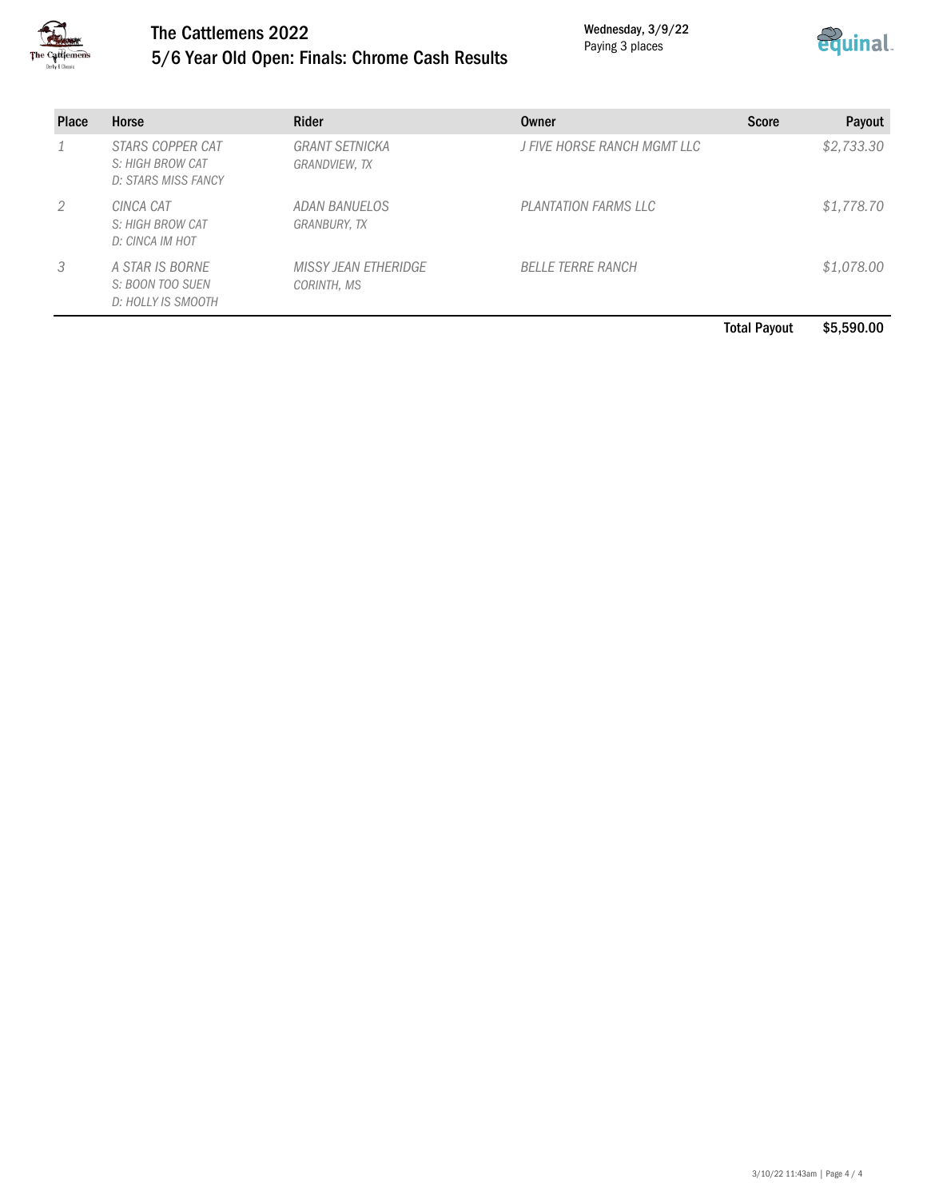# The Cattlemens 2022

## 5/6 Year Old Open: Finals: Chrome Cash Results

Wednesday, 3/9/22
Paying 3 places

| Place | Horse | Rider | Owner | Score | Payout |
|---|---|---|---|---|---|
| 1 | STARS COPPER CAT<br>S: HIGH BROW CAT<br>D: STARS MISS FANCY | GRANT SETNICKA<br>GRANDVIEW, TX | J FIVE HORSE RANCH MGMT LLC | | $2,733.30 |
| 2 | CINCA CAT<br>S: HIGH BROW CAT<br>D: CINCA IM HOT | ADAN BANUELOS<br>GRANBURY, TX | PLANTATION FARMS LLC | | $1,778.70 |
| 3 | A STAR IS BORNE<br>S: BOON TOO SUEN<br>D: HOLLY IS SMOOTH | MISSY JEAN ETHERIDGE<br>CORINTH, MS | BELLE TERRE RANCH | | $1,078.00 |

**Total Payout** **$5,590.00**